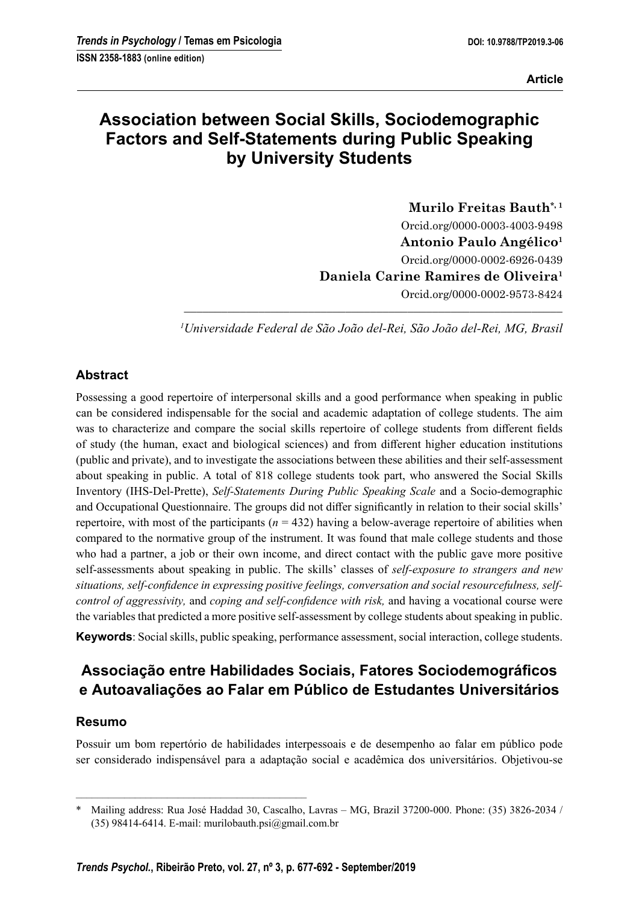Article

# Association between Social Skills, Sociodemographic Factors and Self-Statements during Public Speaking by University Students

**Murilo Freitas Bauth**[*, 1]
Orcid.org/0000-0003-4003-9498
**Antonio Paulo Angélico**[1]
Orcid.org/0000-0002-6926-0439
**Daniela Carine Ramires de Oliveira**[1]
Orcid.org/0000-0002-9573-8424

[1]*Universidade Federal de São João del-Rei, São João del-Rei, MG, Brasil*

## Abstract

Possessing a good repertoire of interpersonal skills and a good performance when speaking in public can be considered indispensable for the social and academic adaptation of college students. The aim was to characterize and compare the social skills repertoire of college students from different fields of study (the human, exact and biological sciences) and from different higher education institutions (public and private), and to investigate the associations between these abilities and their self-assessment about speaking in public. A total of 818 college students took part, who answered the Social Skills Inventory (IHS-Del-Prette), *Self-Statements During Public Speaking Scale* and a Socio-demographic and Occupational Questionnaire. The groups did not differ significantly in relation to their social skills' repertoire, with most of the participants ($n$ = 432) having a below-average repertoire of abilities when compared to the normative group of the instrument. It was found that male college students and those who had a partner, a job or their own income, and direct contact with the public gave more positive self-assessments about speaking in public. The skills' classes of *self-exposure to strangers and new situations, self-confidence in expressing positive feelings, conversation and social resourcefulness, self-control of aggressivity,* and *coping and self-confidence with risk,* and having a vocational course were the variables that predicted a more positive self-assessment by college students about speaking in public.

**Keywords**: Social skills, public speaking, performance assessment, social interaction, college students.

## Associação entre Habilidades Sociais, Fatores Sociodemográficos e Autoavaliações ao Falar em Público de Estudantes Universitários

### Resumo

Possuir um bom repertório de habilidades interpessoais e de desempenho ao falar em público pode ser considerado indispensável para a adaptação social e acadêmica dos universitários. Objetivou-se

---

\* Mailing address: Rua José Haddad 30, Cascalho, Lavras – MG, Brazil 37200-000. Phone: (35) 3826-2034 / (35) 98414-6414. E-mail: murilobauth.psi@gmail.com.br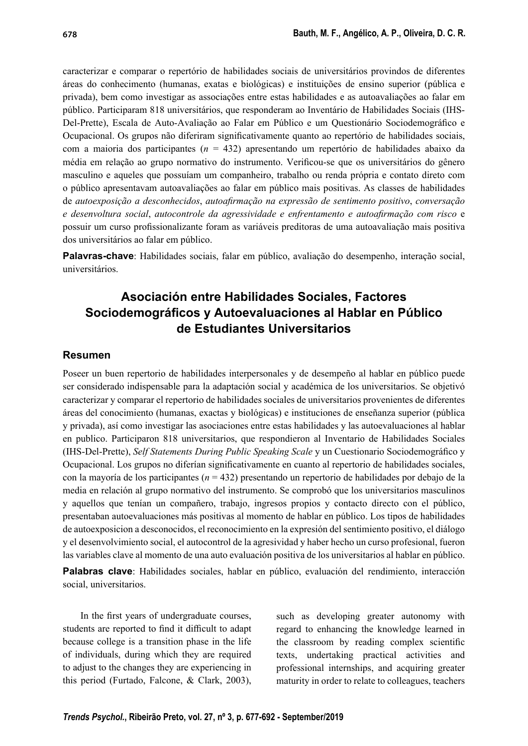caracterizar e comparar o repertório de habilidades sociais de universitários provindos de diferentes áreas do conhecimento (humanas, exatas e biológicas) e instituições de ensino superior (pública e privada), bem como investigar as associações entre estas habilidades e as autoavaliações ao falar em público. Participaram 818 universitários, que responderam ao Inventário de Habilidades Sociais (IHS-Del-Prette), Escala de Auto-Avaliação ao Falar em Público e um Questionário Sociodemográfico e Ocupacional. Os grupos não diferiram significativamente quanto ao repertório de habilidades sociais, com a maioria dos participantes ($n$ = 432) apresentando um repertório de habilidades abaixo da média em relação ao grupo normativo do instrumento. Verificou-se que os universitários do gênero masculino e aqueles que possuíam um companheiro, trabalho ou renda própria e contato direto com o público apresentavam autoavaliações ao falar em público mais positivas. As classes de habilidades de *autoexposição a desconhecidos*, *autoafirmação na expressão de sentimento positivo*, *conversação e desenvoltura social*, *autocontrole da agressividade e enfrentamento e autoafirmação com risco* e possuir um curso profissionalizante foram as variáveis preditoras de uma autoavaliação mais positiva dos universitários ao falar em público.

**Palavras-chave**: Habilidades sociais, falar em público, avaliação do desempenho, interação social, universitários.

## Asociación entre Habilidades Sociales, Factores Sociodemográficos y Autoevaluaciones al Hablar en Público de Estudiantes Universitarios

### Resumen

Poseer un buen repertorio de habilidades interpersonales y de desempeño al hablar en público puede ser considerado indispensable para la adaptación social y académica de los universitarios. Se objetivó caracterizar y comparar el repertorio de habilidades sociales de universitarios provenientes de diferentes áreas del conocimiento (humanas, exactas y biológicas) e instituciones de enseñanza superior (pública y privada), así como investigar las asociaciones entre estas habilidades y las autoevaluaciones al hablar en publico. Participaron 818 universitarios, que respondieron al Inventario de Habilidades Sociales (IHS-Del-Prette), *Self Statements During Public Speaking Scale* y un Cuestionario Sociodemográfico y Ocupacional. Los grupos no diferían significativamente en cuanto al repertorio de habilidades sociales, con la mayoría de los participantes ($n$ = 432) presentando un repertorio de habilidades por debajo de la media en relación al grupo normativo del instrumento. Se comprobó que los universitarios masculinos y aquellos que tenían un compañero, trabajo, ingresos propios y contacto directo con el público, presentaban autoevaluaciones más positivas al momento de hablar en público. Los tipos de habilidades de autoexposicion a desconocidos, el reconocimiento en la expresión del sentimiento positivo, el diálogo y el desenvolvimiento social, el autocontrol de la agresividad y haber hecho un curso profesional, fueron las variables clave al momento de una auto evaluación positiva de los universitarios al hablar en público.

**Palabras clave**: Habilidades sociales, hablar en público, evaluación del rendimiento, interacción social, universitarios.

In the first years of undergraduate courses, students are reported to find it difficult to adapt because college is a transition phase in the life of individuals, during which they are required to adjust to the changes they are experiencing in this period (Furtado, Falcone, & Clark, 2003), such as developing greater autonomy with regard to enhancing the knowledge learned in the classroom by reading complex scientific texts, undertaking practical activities and professional internships, and acquiring greater maturity in order to relate to colleagues, teachers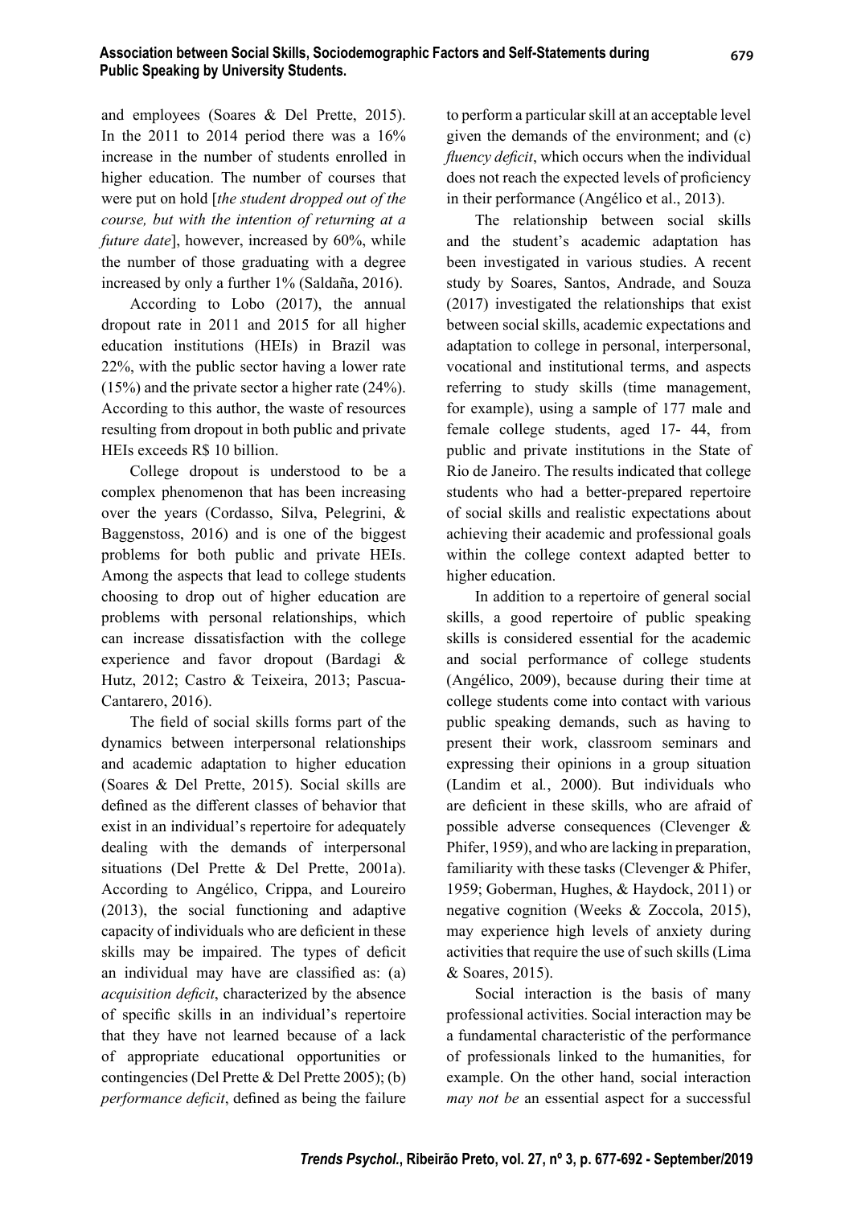and employees (Soares & Del Prette, 2015). In the 2011 to 2014 period there was a 16% increase in the number of students enrolled in higher education. The number of courses that were put on hold [*the student dropped out of the course, but with the intention of returning at a future date*], however, increased by 60%, while the number of those graduating with a degree increased by only a further 1% (Saldaña, 2016).

According to Lobo (2017), the annual dropout rate in 2011 and 2015 for all higher education institutions (HEIs) in Brazil was 22%, with the public sector having a lower rate (15%) and the private sector a higher rate (24%). According to this author, the waste of resources resulting from dropout in both public and private HEIs exceeds R$ 10 billion.

College dropout is understood to be a complex phenomenon that has been increasing over the years (Cordasso, Silva, Pelegrini, & Baggenstoss, 2016) and is one of the biggest problems for both public and private HEIs. Among the aspects that lead to college students choosing to drop out of higher education are problems with personal relationships, which can increase dissatisfaction with the college experience and favor dropout (Bardagi & Hutz, 2012; Castro & Teixeira, 2013; Pascua-Cantarero, 2016).

The field of social skills forms part of the dynamics between interpersonal relationships and academic adaptation to higher education (Soares & Del Prette, 2015). Social skills are defined as the different classes of behavior that exist in an individual's repertoire for adequately dealing with the demands of interpersonal situations (Del Prette & Del Prette, 2001a). According to Angélico, Crippa, and Loureiro (2013), the social functioning and adaptive capacity of individuals who are deficient in these skills may be impaired. The types of deficit an individual may have are classified as: (a) *acquisition deficit*, characterized by the absence of specific skills in an individual's repertoire that they have not learned because of a lack of appropriate educational opportunities or contingencies (Del Prette & Del Prette 2005); (b) *performance deficit*, defined as being the failure to perform a particular skill at an acceptable level given the demands of the environment; and (c) *fluency deficit*, which occurs when the individual does not reach the expected levels of proficiency in their performance (Angélico et al., 2013).

The relationship between social skills and the student's academic adaptation has been investigated in various studies. A recent study by Soares, Santos, Andrade, and Souza (2017) investigated the relationships that exist between social skills, academic expectations and adaptation to college in personal, interpersonal, vocational and institutional terms, and aspects referring to study skills (time management, for example), using a sample of 177 male and female college students, aged 17- 44, from public and private institutions in the State of Rio de Janeiro. The results indicated that college students who had a better-prepared repertoire of social skills and realistic expectations about achieving their academic and professional goals within the college context adapted better to higher education.

In addition to a repertoire of general social skills, a good repertoire of public speaking skills is considered essential for the academic and social performance of college students (Angélico, 2009), because during their time at college students come into contact with various public speaking demands, such as having to present their work, classroom seminars and expressing their opinions in a group situation (Landim et al*.*, 2000). But individuals who are deficient in these skills, who are afraid of possible adverse consequences (Clevenger & Phifer, 1959), and who are lacking in preparation, familiarity with these tasks (Clevenger & Phifer, 1959; Goberman, Hughes, & Haydock, 2011) or negative cognition (Weeks & Zoccola, 2015), may experience high levels of anxiety during activities that require the use of such skills (Lima & Soares, 2015).

Social interaction is the basis of many professional activities. Social interaction may be a fundamental characteristic of the performance of professionals linked to the humanities, for example. On the other hand, social interaction *may not be* an essential aspect for a successful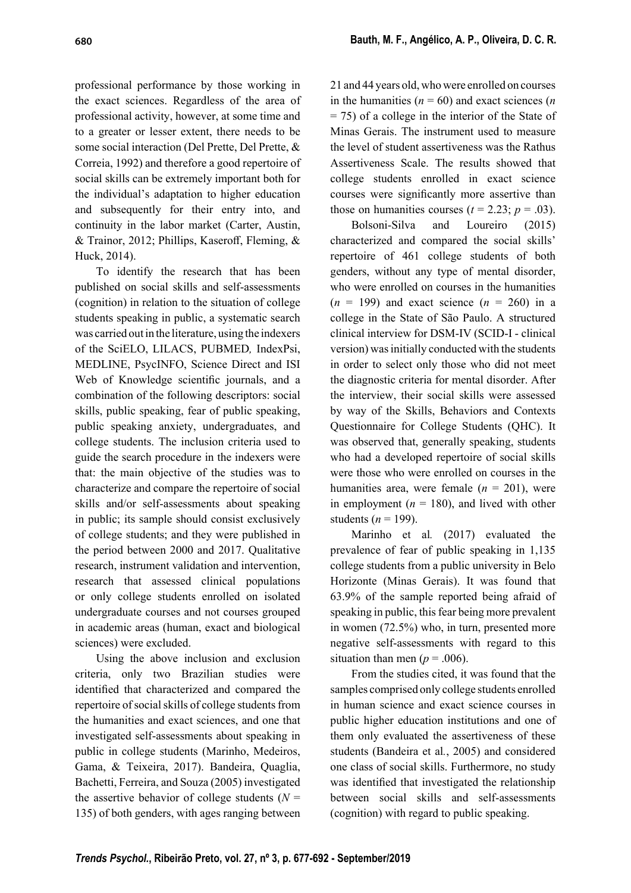professional performance by those working in the exact sciences. Regardless of the area of professional activity, however, at some time and to a greater or lesser extent, there needs to be some social interaction (Del Prette, Del Prette, & Correia, 1992) and therefore a good repertoire of social skills can be extremely important both for the individual's adaptation to higher education and subsequently for their entry into, and continuity in the labor market (Carter, Austin, & Trainor, 2012; Phillips, Kaseroff, Fleming, & Huck, 2014).

To identify the research that has been published on social skills and self-assessments (cognition) in relation to the situation of college students speaking in public, a systematic search was carried out in the literature, using the indexers of the SciELO, LILACS, PUBMED*,* IndexPsi, MEDLINE, PsycINFO, Science Direct and ISI Web of Knowledge scientific journals, and a combination of the following descriptors: social skills, public speaking, fear of public speaking, public speaking anxiety, undergraduates, and college students. The inclusion criteria used to guide the search procedure in the indexers were that: the main objective of the studies was to characterize and compare the repertoire of social skills and/or self-assessments about speaking in public; its sample should consist exclusively of college students; and they were published in the period between 2000 and 2017. Qualitative research, instrument validation and intervention, research that assessed clinical populations or only college students enrolled on isolated undergraduate courses and not courses grouped in academic areas (human, exact and biological sciences) were excluded.

Using the above inclusion and exclusion criteria, only two Brazilian studies were identified that characterized and compared the repertoire of social skills of college students from the humanities and exact sciences, and one that investigated self-assessments about speaking in public in college students (Marinho, Medeiros, Gama, & Teixeira, 2017). Bandeira, Quaglia, Bachetti, Ferreira, and Souza (2005) investigated the assertive behavior of college students ($N$ = 135) of both genders, with ages ranging between 21 and 44 years old, who were enrolled on courses in the humanities ($n$ = 60) and exact sciences ($n$ = 75) of a college in the interior of the State of Minas Gerais. The instrument used to measure the level of student assertiveness was the Rathus Assertiveness Scale. The results showed that college students enrolled in exact science courses were significantly more assertive than those on humanities courses ($t$ = 2.23; $p$ = .03).

Bolsoni-Silva and Loureiro (2015) characterized and compared the social skills' repertoire of 461 college students of both genders, without any type of mental disorder, who were enrolled on courses in the humanities ($n$ = 199) and exact science ($n$ = 260) in a college in the State of São Paulo. A structured clinical interview for DSM-IV (SCID-I - clinical version) was initially conducted with the students in order to select only those who did not meet the diagnostic criteria for mental disorder. After the interview, their social skills were assessed by way of the Skills, Behaviors and Contexts Questionnaire for College Students (QHC). It was observed that, generally speaking, students who had a developed repertoire of social skills were those who were enrolled on courses in the humanities area, were female ($n$ = 201), were in employment ($n$ = 180), and lived with other students ($n$ = 199).

Marinho et al*.* (2017) evaluated the prevalence of fear of public speaking in 1,135 college students from a public university in Belo Horizonte (Minas Gerais). It was found that 63.9% of the sample reported being afraid of speaking in public, this fear being more prevalent in women (72.5%) who, in turn, presented more negative self-assessments with regard to this situation than men ($p$ = .006).

From the studies cited, it was found that the samples comprised only college students enrolled in human science and exact science courses in public higher education institutions and one of them only evaluated the assertiveness of these students (Bandeira et al*.*, 2005) and considered one class of social skills. Furthermore, no study was identified that investigated the relationship between social skills and self-assessments (cognition) with regard to public speaking.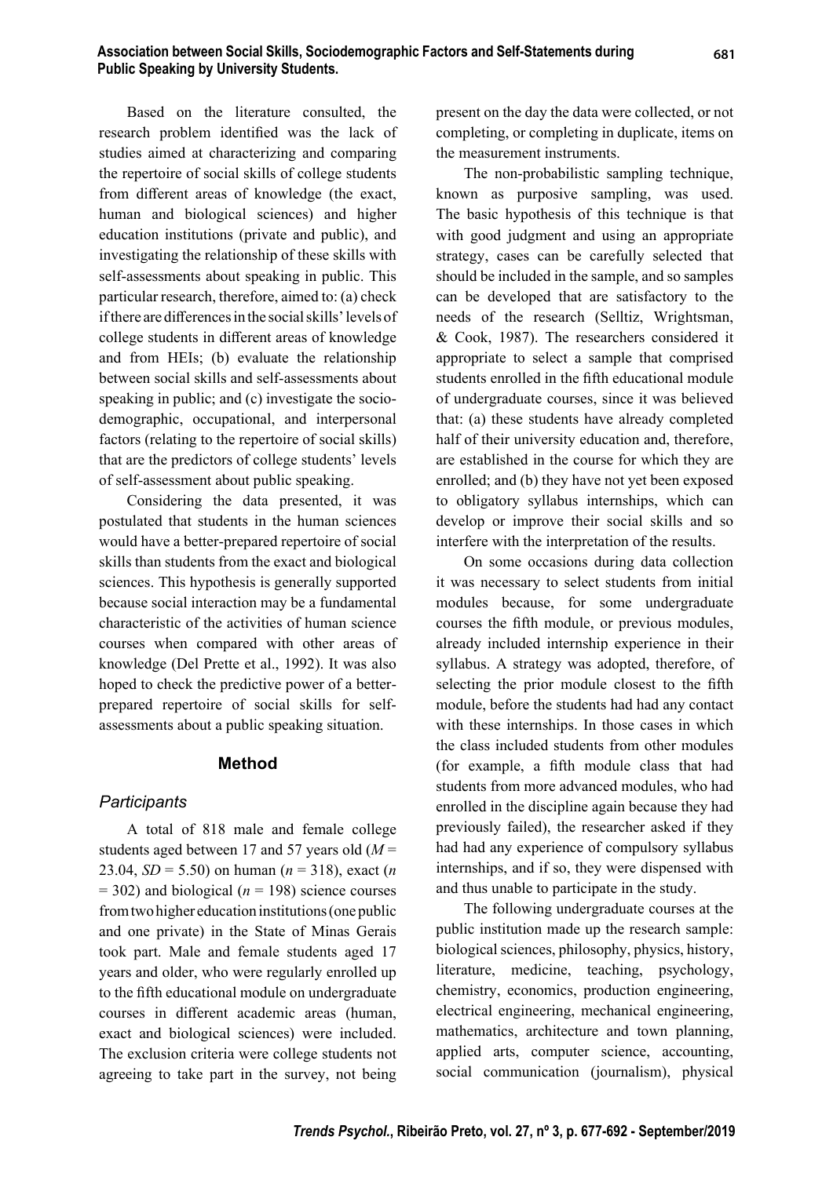Based on the literature consulted, the research problem identified was the lack of studies aimed at characterizing and comparing the repertoire of social skills of college students from different areas of knowledge (the exact, human and biological sciences) and higher education institutions (private and public), and investigating the relationship of these skills with self-assessments about speaking in public. This particular research, therefore, aimed to: (a) check if there are differences in the social skills' levels of college students in different areas of knowledge and from HEIs; (b) evaluate the relationship between social skills and self-assessments about speaking in public; and (c) investigate the socio-demographic, occupational, and interpersonal factors (relating to the repertoire of social skills) that are the predictors of college students' levels of self-assessment about public speaking.

Considering the data presented, it was postulated that students in the human sciences would have a better-prepared repertoire of social skills than students from the exact and biological sciences. This hypothesis is generally supported because social interaction may be a fundamental characteristic of the activities of human science courses when compared with other areas of knowledge (Del Prette et al., 1992). It was also hoped to check the predictive power of a better-prepared repertoire of social skills for self-assessments about a public speaking situation.

## Method

### *Participants*

A total of 818 male and female college students aged between 17 and 57 years old ($M$ = 23.04, $SD$ = 5.50) on human ($n$ = 318), exact ($n$ = 302) and biological ($n$ = 198) science courses from two higher education institutions (one public and one private) in the State of Minas Gerais took part. Male and female students aged 17 years and older, who were regularly enrolled up to the fifth educational module on undergraduate courses in different academic areas (human, exact and biological sciences) were included. The exclusion criteria were college students not agreeing to take part in the survey, not being present on the day the data were collected, or not completing, or completing in duplicate, items on the measurement instruments.

The non-probabilistic sampling technique, known as purposive sampling, was used. The basic hypothesis of this technique is that with good judgment and using an appropriate strategy, cases can be carefully selected that should be included in the sample, and so samples can be developed that are satisfactory to the needs of the research (Selltiz, Wrightsman, & Cook, 1987). The researchers considered it appropriate to select a sample that comprised students enrolled in the fifth educational module of undergraduate courses, since it was believed that: (a) these students have already completed half of their university education and, therefore, are established in the course for which they are enrolled; and (b) they have not yet been exposed to obligatory syllabus internships, which can develop or improve their social skills and so interfere with the interpretation of the results.

On some occasions during data collection it was necessary to select students from initial modules because, for some undergraduate courses the fifth module, or previous modules, already included internship experience in their syllabus. A strategy was adopted, therefore, of selecting the prior module closest to the fifth module, before the students had had any contact with these internships. In those cases in which the class included students from other modules (for example, a fifth module class that had students from more advanced modules, who had enrolled in the discipline again because they had previously failed), the researcher asked if they had had any experience of compulsory syllabus internships, and if so, they were dispensed with and thus unable to participate in the study.

The following undergraduate courses at the public institution made up the research sample: biological sciences, philosophy, physics, history, literature, medicine, teaching, psychology, chemistry, economics, production engineering, electrical engineering, mechanical engineering, mathematics, architecture and town planning, applied arts, computer science, accounting, social communication (journalism), physical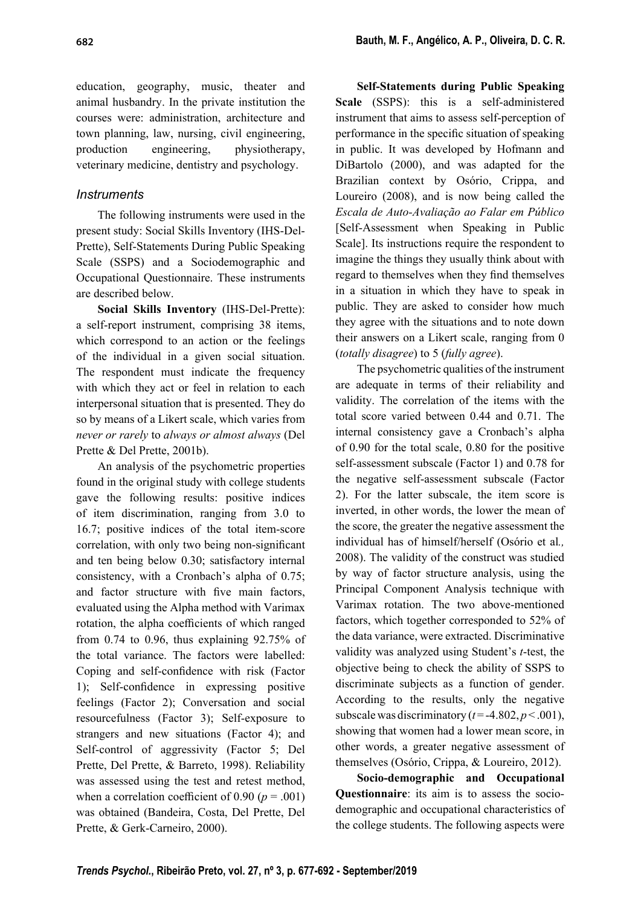education, geography, music, theater and animal husbandry. In the private institution the courses were: administration, architecture and town planning, law, nursing, civil engineering, production engineering, physiotherapy, veterinary medicine, dentistry and psychology.

### *Instruments*

The following instruments were used in the present study: Social Skills Inventory (IHS-Del-Prette), Self-Statements During Public Speaking Scale (SSPS) and a Sociodemographic and Occupational Questionnaire. These instruments are described below.

**Social Skills Inventory** (IHS-Del-Prette): a self-report instrument, comprising 38 items, which correspond to an action or the feelings of the individual in a given social situation. The respondent must indicate the frequency with which they act or feel in relation to each interpersonal situation that is presented. They do so by means of a Likert scale, which varies from *never or rarely* to *always or almost always* (Del Prette & Del Prette, 2001b).

An analysis of the psychometric properties found in the original study with college students gave the following results: positive indices of item discrimination, ranging from 3.0 to 16.7; positive indices of the total item-score correlation, with only two being non-significant and ten being below 0.30; satisfactory internal consistency, with a Cronbach's alpha of 0.75; and factor structure with five main factors, evaluated using the Alpha method with Varimax rotation, the alpha coefficients of which ranged from 0.74 to 0.96, thus explaining 92.75% of the total variance. The factors were labelled: Coping and self-confidence with risk (Factor 1); Self-confidence in expressing positive feelings (Factor 2); Conversation and social resourcefulness (Factor 3); Self-exposure to strangers and new situations (Factor 4); and Self-control of aggressivity (Factor 5; Del Prette, Del Prette, & Barreto, 1998). Reliability was assessed using the test and retest method, when a correlation coefficient of 0.90 ($p$ = .001) was obtained (Bandeira, Costa, Del Prette, Del Prette, & Gerk-Carneiro, 2000).

**Self-Statements during Public Speaking Scale** (SSPS): this is a self-administered instrument that aims to assess self-perception of performance in the specific situation of speaking in public. It was developed by Hofmann and DiBartolo (2000), and was adapted for the Brazilian context by Osório, Crippa, and Loureiro (2008), and is now being called the *Escala de Auto-Avaliação ao Falar em Público* [Self-Assessment when Speaking in Public Scale]. Its instructions require the respondent to imagine the things they usually think about with regard to themselves when they find themselves in a situation in which they have to speak in public. They are asked to consider how much they agree with the situations and to note down their answers on a Likert scale, ranging from 0 (*totally disagree*) to 5 (*fully agree*).

The psychometric qualities of the instrument are adequate in terms of their reliability and validity. The correlation of the items with the total score varied between 0.44 and 0.71. The internal consistency gave a Cronbach's alpha of 0.90 for the total scale, 0.80 for the positive self-assessment subscale (Factor 1) and 0.78 for the negative self-assessment subscale (Factor 2). For the latter subscale, the item score is inverted, in other words, the lower the mean of the score, the greater the negative assessment the individual has of himself/herself (Osório et al*.,* 2008). The validity of the construct was studied by way of factor structure analysis, using the Principal Component Analysis technique with Varimax rotation. The two above-mentioned factors, which together corresponded to 52% of the data variance, were extracted. Discriminative validity was analyzed using Student's $t$-test, the objective being to check the ability of SSPS to discriminate subjects as a function of gender. According to the results, only the negative subscale was discriminatory ($t$ = -4.802, $p$ < .001), showing that women had a lower mean score, in other words, a greater negative assessment of themselves (Osório, Crippa, & Loureiro, 2012).

**Socio-demographic and Occupational Questionnaire**: its aim is to assess the socio-demographic and occupational characteristics of the college students. The following aspects were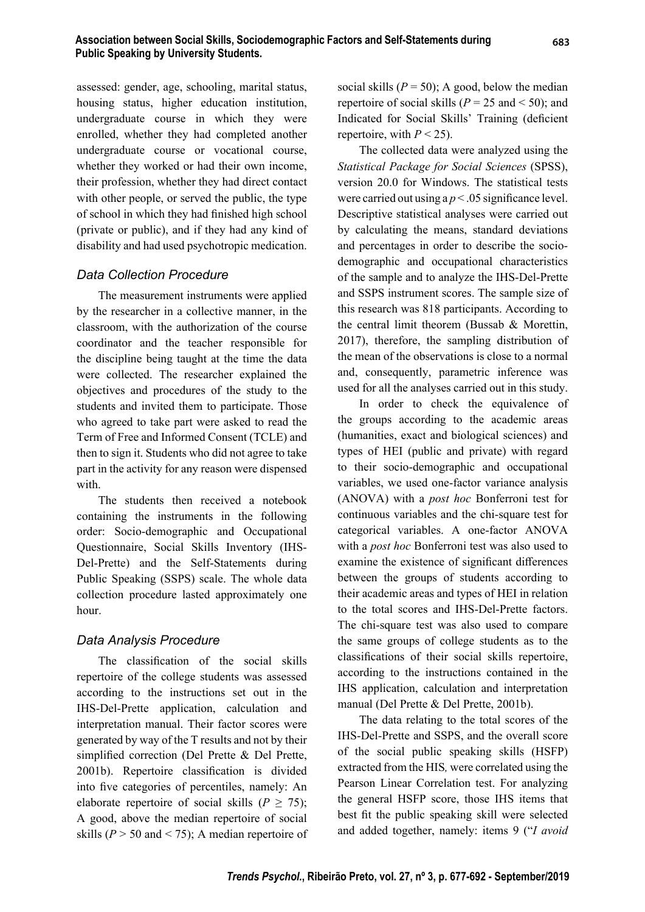assessed: gender, age, schooling, marital status, housing status, higher education institution, undergraduate course in which they were enrolled, whether they had completed another undergraduate course or vocational course, whether they worked or had their own income, their profession, whether they had direct contact with other people, or served the public, the type of school in which they had finished high school (private or public), and if they had any kind of disability and had used psychotropic medication.

### *Data Collection Procedure*

The measurement instruments were applied by the researcher in a collective manner, in the classroom, with the authorization of the course coordinator and the teacher responsible for the discipline being taught at the time the data were collected. The researcher explained the objectives and procedures of the study to the students and invited them to participate. Those who agreed to take part were asked to read the Term of Free and Informed Consent (TCLE) and then to sign it. Students who did not agree to take part in the activity for any reason were dispensed with.

The students then received a notebook containing the instruments in the following order: Socio-demographic and Occupational Questionnaire, Social Skills Inventory (IHS-Del-Prette) and the Self-Statements during Public Speaking (SSPS) scale. The whole data collection procedure lasted approximately one hour.

### *Data Analysis Procedure*

The classification of the social skills repertoire of the college students was assessed according to the instructions set out in the IHS-Del-Prette application, calculation and interpretation manual. Their factor scores were generated by way of the T results and not by their simplified correction (Del Prette & Del Prette, 2001b). Repertoire classification is divided into five categories of percentiles, namely: An elaborate repertoire of social skills ($P \geq 75$); A good, above the median repertoire of social skills ($P > 50$ and $< 75$); A median repertoire of social skills ($P = 50$); A good, below the median repertoire of social skills ($P = 25$ and $< 50$); and Indicated for Social Skills' Training (deficient repertoire, with $P < 25$).

The collected data were analyzed using the *Statistical Package for Social Sciences* (SPSS), version 20.0 for Windows. The statistical tests were carried out using a $p < .05$ significance level. Descriptive statistical analyses were carried out by calculating the means, standard deviations and percentages in order to describe the socio-demographic and occupational characteristics of the sample and to analyze the IHS-Del-Prette and SSPS instrument scores. The sample size of this research was 818 participants. According to the central limit theorem (Bussab & Morettin, 2017), therefore, the sampling distribution of the mean of the observations is close to a normal and, consequently, parametric inference was used for all the analyses carried out in this study.

In order to check the equivalence of the groups according to the academic areas (humanities, exact and biological sciences) and types of HEI (public and private) with regard to their socio-demographic and occupational variables, we used one-factor variance analysis (ANOVA) with a *post hoc* Bonferroni test for continuous variables and the chi-square test for categorical variables. A one-factor ANOVA with a *post hoc* Bonferroni test was also used to examine the existence of significant differences between the groups of students according to their academic areas and types of HEI in relation to the total scores and IHS-Del-Prette factors. The chi-square test was also used to compare the same groups of college students as to the classifications of their social skills repertoire, according to the instructions contained in the IHS application, calculation and interpretation manual (Del Prette & Del Prette, 2001b).

The data relating to the total scores of the IHS-Del-Prette and SSPS, and the overall score of the social public speaking skills (HSFP) extracted from the HIS*,* were correlated using the Pearson Linear Correlation test. For analyzing the general HSFP score, those IHS items that best fit the public speaking skill were selected and added together, namely: items 9 ("*I avoid*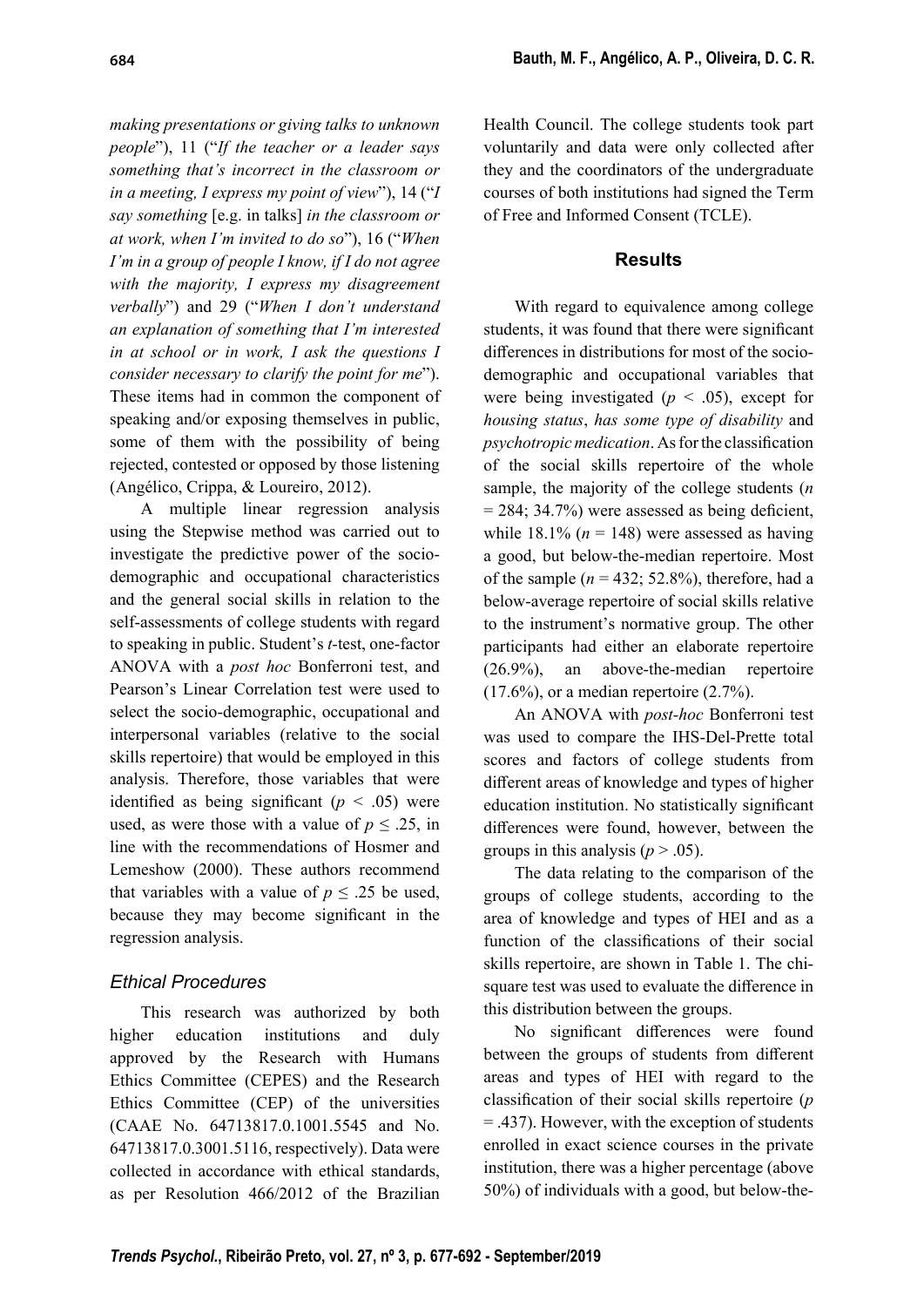*making presentations or giving talks to unknown people*"), 11 ("*If the teacher or a leader says something that's incorrect in the classroom or in a meeting, I express my point of view*"), 14 ("*I say something* [e.g. in talks] *in the classroom or at work, when I'm invited to do so*"), 16 ("*When I'm in a group of people I know, if I do not agree with the majority, I express my disagreement verbally*") and 29 ("*When I don't understand an explanation of something that I'm interested in at school or in work, I ask the questions I consider necessary to clarify the point for me*"). These items had in common the component of speaking and/or exposing themselves in public, some of them with the possibility of being rejected, contested or opposed by those listening (Angélico, Crippa, & Loureiro, 2012).

A multiple linear regression analysis using the Stepwise method was carried out to investigate the predictive power of the socio-demographic and occupational characteristics and the general social skills in relation to the self-assessments of college students with regard to speaking in public. Student's *t*-test, one-factor ANOVA with a *post hoc* Bonferroni test, and Pearson's Linear Correlation test were used to select the socio-demographic, occupational and interpersonal variables (relative to the social skills repertoire) that would be employed in this analysis. Therefore, those variables that were identified as being significant ($p < .05$) were used, as were those with a value of $p \leq .25$, in line with the recommendations of Hosmer and Lemeshow (2000). These authors recommend that variables with a value of $p \leq .25$ be used, because they may become significant in the regression analysis.

### *Ethical Procedures*

This research was authorized by both higher education institutions and duly approved by the Research with Humans Ethics Committee (CEPES) and the Research Ethics Committee (CEP) of the universities (CAAE No. 64713817.0.1001.5545 and No. 64713817.0.3001.5116, respectively). Data were collected in accordance with ethical standards, as per Resolution 466/2012 of the Brazilian Health Council. The college students took part voluntarily and data were only collected after they and the coordinators of the undergraduate courses of both institutions had signed the Term of Free and Informed Consent (TCLE).

## Results

With regard to equivalence among college students, it was found that there were significant differences in distributions for most of the socio-demographic and occupational variables that were being investigated ($p < .05$), except for *housing status*, *has some type of disability* and *psychotropic medication*. As for the classification of the social skills repertoire of the whole sample, the majority of the college students ($n = 284$; 34.7%) were assessed as being deficient, while 18.1% ($n = 148$) were assessed as having a good, but below-the-median repertoire. Most of the sample ($n = 432$; 52.8%), therefore, had a below-average repertoire of social skills relative to the instrument's normative group. The other participants had either an elaborate repertoire (26.9%), an above-the-median repertoire (17.6%), or a median repertoire (2.7%).

An ANOVA with *post-hoc* Bonferroni test was used to compare the IHS-Del-Prette total scores and factors of college students from different areas of knowledge and types of higher education institution. No statistically significant differences were found, however, between the groups in this analysis ($p > .05$).

The data relating to the comparison of the groups of college students, according to the area of knowledge and types of HEI and as a function of the classifications of their social skills repertoire, are shown in Table 1. The chi-square test was used to evaluate the difference in this distribution between the groups.

No significant differences were found between the groups of students from different areas and types of HEI with regard to the classification of their social skills repertoire ($p = .437$). However, with the exception of students enrolled in exact science courses in the private institution, there was a higher percentage (above 50%) of individuals with a good, but below-the-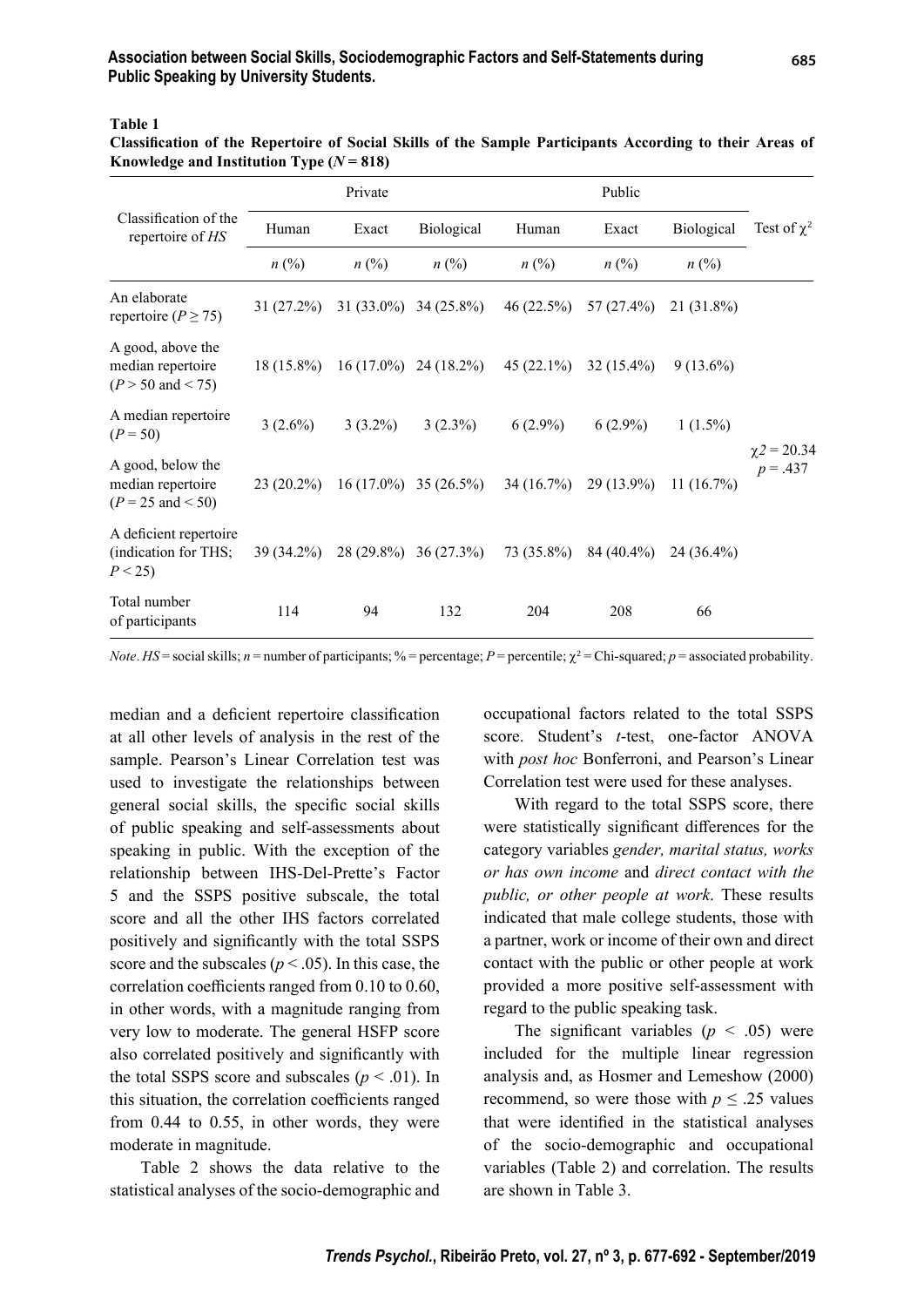**Table 1**
**Classification of the Repertoire of Social Skills of the Sample Participants According to their Areas of Knowledge and Institution Type ($N = 818$)**

| Classification of the repertoire of *HS* | Private | | | Public | | | Test of $\chi^2$ |
|---|---|---|---|---|---|---|---|
| | Human | Exact | Biological | Human | Exact | Biological | |
| | *n* (%) | *n* (%) | *n* (%) | *n* (%) | *n* (%) | *n* (%) | |
| An elaborate repertoire ($P \geq 75$) | 31 (27.2%) | 31 (33.0%) | 34 (25.8%) | 46 (22.5%) | 57 (27.4%) | 21 (31.8%) | |
| A good, above the median repertoire ($P > 50$ and $< 75$) | 18 (15.8%) | 16 (17.0%) | 24 (18.2%) | 45 (22.1%) | 32 (15.4%) | 9 (13.6%) | |
| A median repertoire ($P = 50$) | 3 (2.6%) | 3 (3.2%) | 3 (2.3%) | 6 (2.9%) | 6 (2.9%) | 1 (1.5%) | $\chi 2 = 20.34$ $p = .437$ |
| A good, below the median repertoire ($P = 25$ and $< 50$) | 23 (20.2%) | 16 (17.0%) | 35 (26.5%) | 34 (16.7%) | 29 (13.9%) | 11 (16.7%) | |
| A deficient repertoire (indication for THS; $P < 25$) | 39 (34.2%) | 28 (29.8%) | 36 (27.3%) | 73 (35.8%) | 84 (40.4%) | 24 (36.4%) | |
| Total number of participants | 114 | 94 | 132 | 204 | 208 | 66 | |

*Note*. *HS* = social skills; *n* = number of participants; % = percentage; *P* = percentile; $\chi^2$ = Chi-squared; *p* = associated probability.

median and a deficient repertoire classification at all other levels of analysis in the rest of the sample. Pearson's Linear Correlation test was used to investigate the relationships between general social skills, the specific social skills of public speaking and self-assessments about speaking in public. With the exception of the relationship between IHS-Del-Prette's Factor 5 and the SSPS positive subscale, the total score and all the other IHS factors correlated positively and significantly with the total SSPS score and the subscales ($p < .05$). In this case, the correlation coefficients ranged from 0.10 to 0.60, in other words, with a magnitude ranging from very low to moderate. The general HSFP score also correlated positively and significantly with the total SSPS score and subscales ($p < .01$). In this situation, the correlation coefficients ranged from 0.44 to 0.55, in other words, they were moderate in magnitude.

Table 2 shows the data relative to the statistical analyses of the socio-demographic and occupational factors related to the total SSPS score. Student's *t*-test, one-factor ANOVA with *post hoc* Bonferroni, and Pearson's Linear Correlation test were used for these analyses.

With regard to the total SSPS score, there were statistically significant differences for the category variables *gender, marital status, works or has own income* and *direct contact with the public, or other people at work*. These results indicated that male college students, those with a partner, work or income of their own and direct contact with the public or other people at work provided a more positive self-assessment with regard to the public speaking task.

The significant variables ($p < .05$) were included for the multiple linear regression analysis and, as Hosmer and Lemeshow (2000) recommend, so were those with $p \leq .25$ values that were identified in the statistical analyses of the socio-demographic and occupational variables (Table 2) and correlation. The results are shown in Table 3.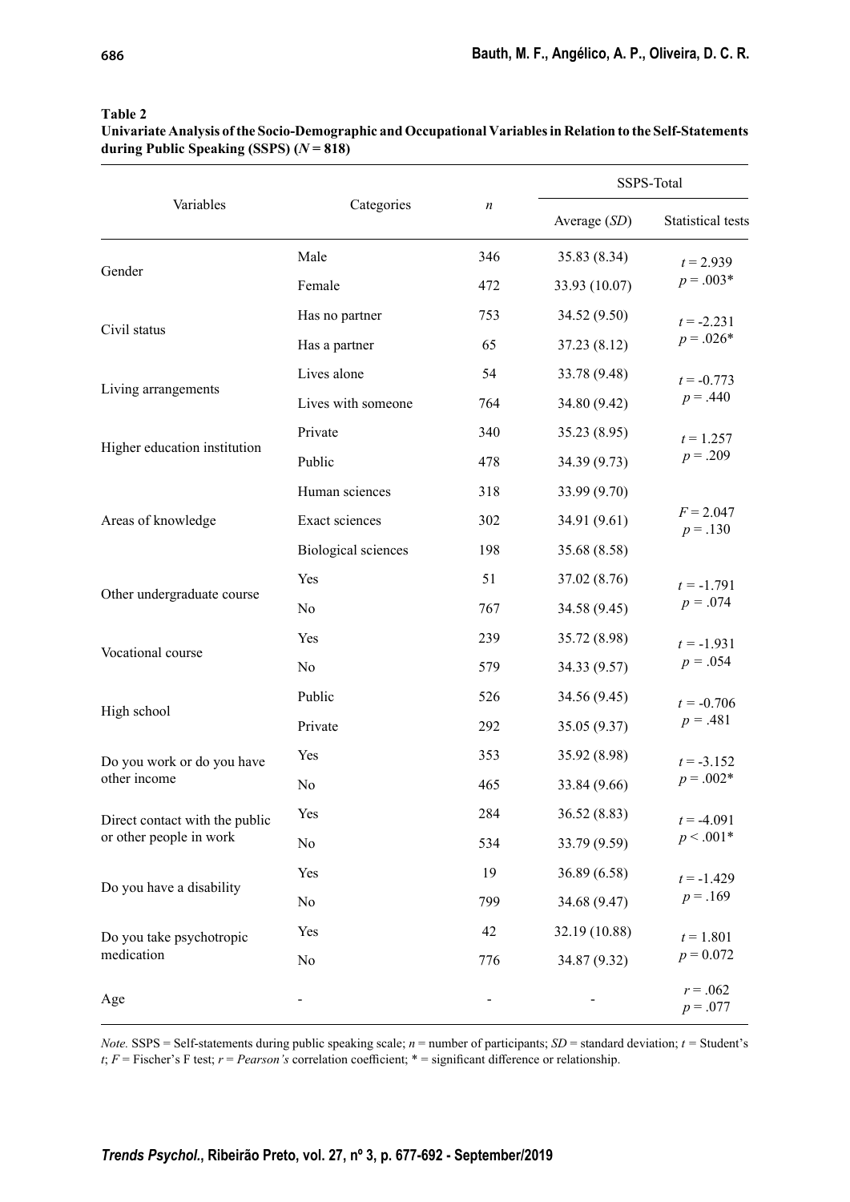**Table 2**

**Univariate Analysis of the Socio-Demographic and Occupational Variables in Relation to the Self-Statements during Public Speaking (SSPS) ($N$ = 818)**

| Variables | Categories | $n$ | SSPS-Total | |
|---|---|---|---|---|
| | | | Average ($SD$) | Statistical tests |
| Gender | Male | 346 | 35.83 (8.34) | $t = 2.939$ $p = .003$* |
| | Female | 472 | 33.93 (10.07) | |
| Civil status | Has no partner | 753 | 34.52 (9.50) | $t = -2.231$ $p = .026$* |
| | Has a partner | 65 | 37.23 (8.12) | |
| Living arrangements | Lives alone | 54 | 33.78 (9.48) | $t = -0.773$ $p = .440$ |
| | Lives with someone | 764 | 34.80 (9.42) | |
| Higher education institution | Private | 340 | 35.23 (8.95) | $t = 1.257$ $p = .209$ |
| | Public | 478 | 34.39 (9.73) | |
| Areas of knowledge | Human sciences | 318 | 33.99 (9.70) | $F = 2.047$ $p = .130$ |
| | Exact sciences | 302 | 34.91 (9.61) | |
| | Biological sciences | 198 | 35.68 (8.58) | |
| Other undergraduate course | Yes | 51 | 37.02 (8.76) | $t = -1.791$ $p = .074$ |
| | No | 767 | 34.58 (9.45) | |
| Vocational course | Yes | 239 | 35.72 (8.98) | $t = -1.931$ $p = .054$ |
| | No | 579 | 34.33 (9.57) | |
| High school | Public | 526 | 34.56 (9.45) | $t = -0.706$ $p = .481$ |
| | Private | 292 | 35.05 (9.37) | |
| Do you work or do you have other income | Yes | 353 | 35.92 (8.98) | $t = -3.152$ $p = .002$* |
| | No | 465 | 33.84 (9.66) | |
| Direct contact with the public or other people in work | Yes | 284 | 36.52 (8.83) | $t = -4.091$ $p < .001$* |
| | No | 534 | 33.79 (9.59) | |
| Do you have a disability | Yes | 19 | 36.89 (6.58) | $t = -1.429$ $p = .169$ |
| | No | 799 | 34.68 (9.47) | |
| Do you take psychotropic medication | Yes | 42 | 32.19 (10.88) | $t = 1.801$ $p = 0.072$ |
| | No | 776 | 34.87 (9.32) | |
| Age | - | - | - | $r = .062$ $p = .077$ |

*Note.* SSPS = Self-statements during public speaking scale; $n$ = number of participants; $SD$ = standard deviation; $t$ = Student's $t$; $F$ = Fischer's F test; $r$ = *Pearson's* correlation coefficient; * = significant difference or relationship.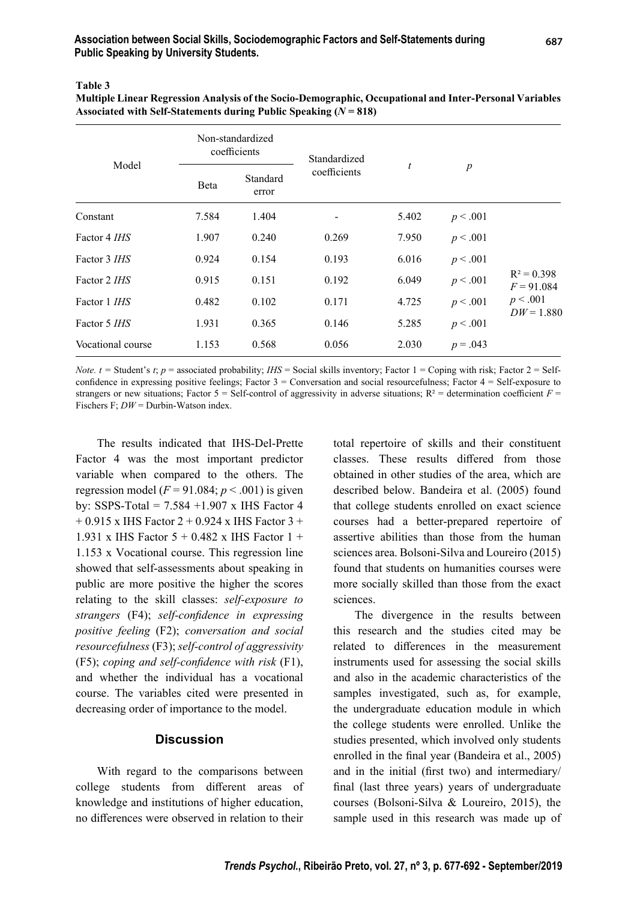**Table 3**
**Multiple Linear Regression Analysis of the Socio-Demographic, Occupational and Inter-Personal Variables Associated with Self-Statements during Public Speaking ($N = 818$)**

| Model | Non-standardized coefficients | | Standardized coefficients | $t$ | $p$ | |
|---|---|---|---|---|---|---|
| | Beta | Standard error | | | | |
| Constant | 7.584 | 1.404 | - | 5.402 | $p < .001$ | $R^2 = 0.398$ $F = 91.084$ $p < .001$ $DW = 1.880$ |
| Factor 4 *IHS* | 1.907 | 0.240 | 0.269 | 7.950 | $p < .001$ | |
| Factor 3 *IHS* | 0.924 | 0.154 | 0.193 | 6.016 | $p < .001$ | |
| Factor 2 *IHS* | 0.915 | 0.151 | 0.192 | 6.049 | $p < .001$ | |
| Factor 1 *IHS* | 0.482 | 0.102 | 0.171 | 4.725 | $p < .001$ | |
| Factor 5 *IHS* | 1.931 | 0.365 | 0.146 | 5.285 | $p < .001$ | |
| Vocational course | 1.153 | 0.568 | 0.056 | 2.030 | $p = .043$ | |

*Note.* $t$ = Student's $t$; $p$ = associated probability; *IHS* = Social skills inventory; Factor 1 = Coping with risk; Factor 2 = Self-confidence in expressing positive feelings; Factor 3 = Conversation and social resourcefulness; Factor 4 = Self-exposure to strangers or new situations; Factor 5 = Self-control of aggressivity in adverse situations; $R^2$ = determination coefficient $F$ = Fischers F; $DW$ = Durbin-Watson index.

The results indicated that IHS-Del-Prette Factor 4 was the most important predictor variable when compared to the others. The regression model ($F = 91.084$; $p < .001$) is given by: SSPS-Total = 7.584 +1.907 x IHS Factor 4 + 0.915 x IHS Factor 2 + 0.924 x IHS Factor 3 + 1.931 x IHS Factor 5 + 0.482 x IHS Factor 1 + 1.153 x Vocational course. This regression line showed that self-assessments about speaking in public are more positive the higher the scores relating to the skill classes: *self-exposure to strangers* (F4); *self-confidence in expressing positive feeling* (F2); *conversation and social resourcefulness* (F3); *self-control of aggressivity* (F5); *coping and self-confidence with risk* (F1), and whether the individual has a vocational course. The variables cited were presented in decreasing order of importance to the model.

## Discussion

With regard to the comparisons between college students from different areas of knowledge and institutions of higher education, no differences were observed in relation to their total repertoire of skills and their constituent classes. These results differed from those obtained in other studies of the area, which are described below. Bandeira et al. (2005) found that college students enrolled on exact science courses had a better-prepared repertoire of assertive abilities than those from the human sciences area. Bolsoni-Silva and Loureiro (2015) found that students on humanities courses were more socially skilled than those from the exact sciences.

The divergence in the results between this research and the studies cited may be related to differences in the measurement instruments used for assessing the social skills and also in the academic characteristics of the samples investigated, such as, for example, the undergraduate education module in which the college students were enrolled. Unlike the studies presented, which involved only students enrolled in the final year (Bandeira et al., 2005) and in the initial (first two) and intermediary/final (last three years) years of undergraduate courses (Bolsoni-Silva & Loureiro, 2015), the sample used in this research was made up of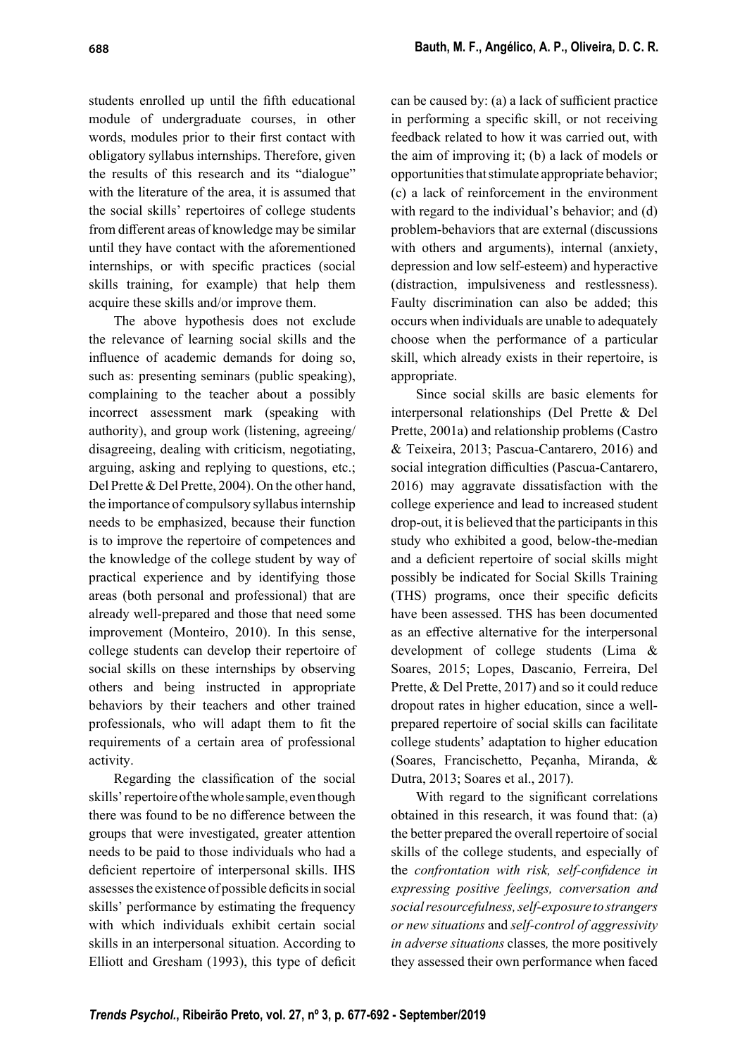students enrolled up until the fifth educational module of undergraduate courses, in other words, modules prior to their first contact with obligatory syllabus internships. Therefore, given the results of this research and its "dialogue" with the literature of the area, it is assumed that the social skills' repertoires of college students from different areas of knowledge may be similar until they have contact with the aforementioned internships, or with specific practices (social skills training, for example) that help them acquire these skills and/or improve them.

The above hypothesis does not exclude the relevance of learning social skills and the influence of academic demands for doing so, such as: presenting seminars (public speaking), complaining to the teacher about a possibly incorrect assessment mark (speaking with authority), and group work (listening, agreeing/disagreeing, dealing with criticism, negotiating, arguing, asking and replying to questions, etc.; Del Prette & Del Prette, 2004). On the other hand, the importance of compulsory syllabus internship needs to be emphasized, because their function is to improve the repertoire of competences and the knowledge of the college student by way of practical experience and by identifying those areas (both personal and professional) that are already well-prepared and those that need some improvement (Monteiro, 2010). In this sense, college students can develop their repertoire of social skills on these internships by observing others and being instructed in appropriate behaviors by their teachers and other trained professionals, who will adapt them to fit the requirements of a certain area of professional activity.

Regarding the classification of the social skills' repertoire of the whole sample, even though there was found to be no difference between the groups that were investigated, greater attention needs to be paid to those individuals who had a deficient repertoire of interpersonal skills. IHS assesses the existence of possible deficits in social skills' performance by estimating the frequency with which individuals exhibit certain social skills in an interpersonal situation. According to Elliott and Gresham (1993), this type of deficit can be caused by: (a) a lack of sufficient practice in performing a specific skill, or not receiving feedback related to how it was carried out, with the aim of improving it; (b) a lack of models or opportunities that stimulate appropriate behavior; (c) a lack of reinforcement in the environment with regard to the individual's behavior; and (d) problem-behaviors that are external (discussions with others and arguments), internal (anxiety, depression and low self-esteem) and hyperactive (distraction, impulsiveness and restlessness). Faulty discrimination can also be added; this occurs when individuals are unable to adequately choose when the performance of a particular skill, which already exists in their repertoire, is appropriate.

Since social skills are basic elements for interpersonal relationships (Del Prette & Del Prette, 2001a) and relationship problems (Castro & Teixeira, 2013; Pascua-Cantarero, 2016) and social integration difficulties (Pascua-Cantarero, 2016) may aggravate dissatisfaction with the college experience and lead to increased student drop-out, it is believed that the participants in this study who exhibited a good, below-the-median and a deficient repertoire of social skills might possibly be indicated for Social Skills Training (THS) programs, once their specific deficits have been assessed. THS has been documented as an effective alternative for the interpersonal development of college students (Lima & Soares, 2015; Lopes, Dascanio, Ferreira, Del Prette, & Del Prette, 2017) and so it could reduce dropout rates in higher education, since a well-prepared repertoire of social skills can facilitate college students' adaptation to higher education (Soares, Francischetto, Peçanha, Miranda, & Dutra, 2013; Soares et al., 2017).

With regard to the significant correlations obtained in this research, it was found that: (a) the better prepared the overall repertoire of social skills of the college students, and especially of the *confrontation with risk, self-confidence in expressing positive feelings, conversation and social resourcefulness, self-exposure to strangers or new situations* and *self-control of aggressivity in adverse situations* classes*,* the more positively they assessed their own performance when faced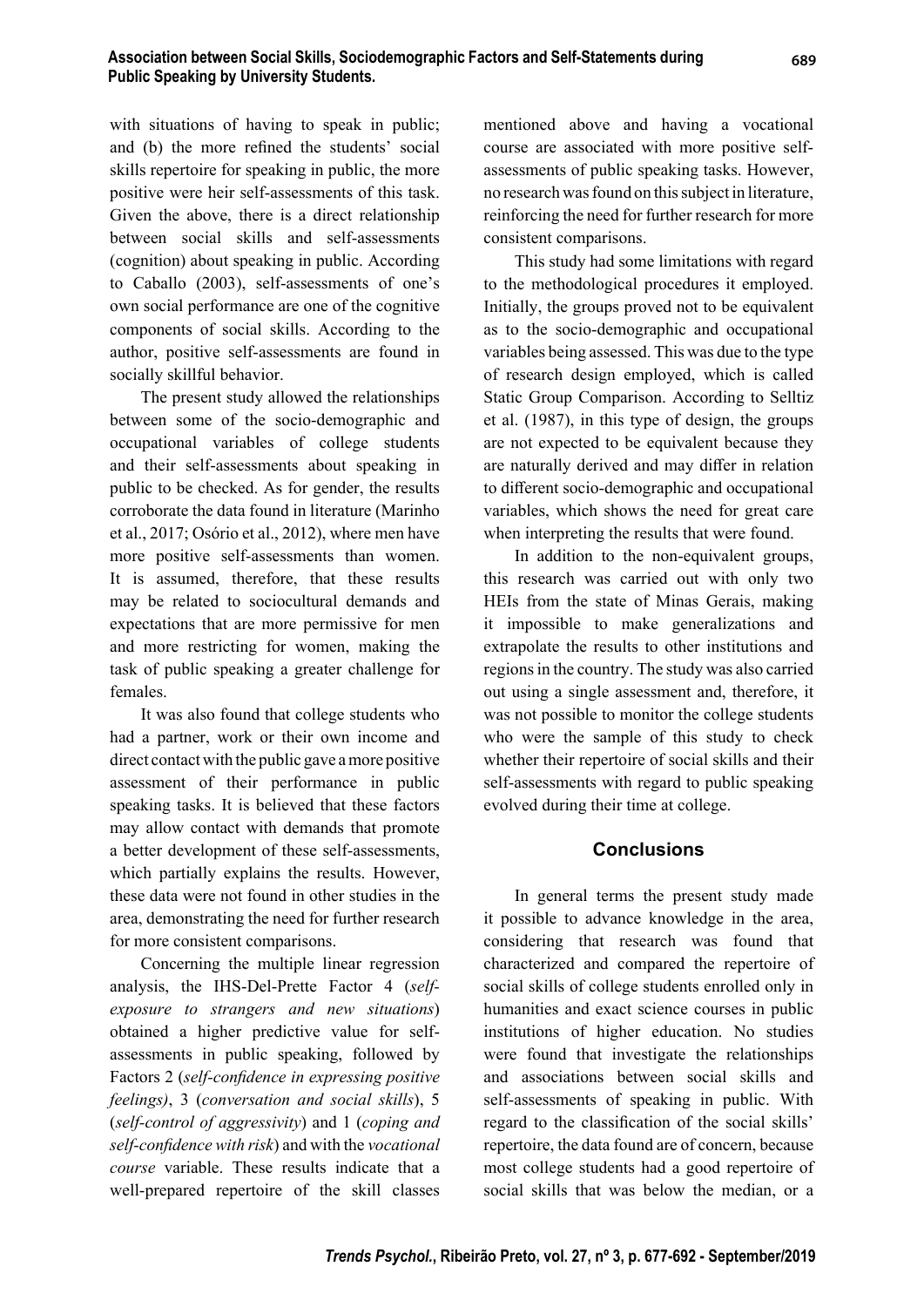with situations of having to speak in public; and (b) the more refined the students' social skills repertoire for speaking in public, the more positive were heir self-assessments of this task. Given the above, there is a direct relationship between social skills and self-assessments (cognition) about speaking in public. According to Caballo (2003), self-assessments of one's own social performance are one of the cognitive components of social skills. According to the author, positive self-assessments are found in socially skillful behavior.

The present study allowed the relationships between some of the socio-demographic and occupational variables of college students and their self-assessments about speaking in public to be checked. As for gender, the results corroborate the data found in literature (Marinho et al., 2017; Osório et al., 2012), where men have more positive self-assessments than women. It is assumed, therefore, that these results may be related to sociocultural demands and expectations that are more permissive for men and more restricting for women, making the task of public speaking a greater challenge for females.

It was also found that college students who had a partner, work or their own income and direct contact with the public gave a more positive assessment of their performance in public speaking tasks. It is believed that these factors may allow contact with demands that promote a better development of these self-assessments, which partially explains the results. However, these data were not found in other studies in the area, demonstrating the need for further research for more consistent comparisons.

Concerning the multiple linear regression analysis, the IHS-Del-Prette Factor 4 (*self-exposure to strangers and new situations*) obtained a higher predictive value for self-assessments in public speaking, followed by Factors 2 (*self-confidence in expressing positive feelings)*, 3 (*conversation and social skills*), 5 (*self-control of aggressivity*) and 1 (*coping and self-confidence with risk*) and with the *vocational course* variable. These results indicate that a well-prepared repertoire of the skill classes mentioned above and having a vocational course are associated with more positive self-assessments of public speaking tasks. However, no research was found on this subject in literature, reinforcing the need for further research for more consistent comparisons.

This study had some limitations with regard to the methodological procedures it employed. Initially, the groups proved not to be equivalent as to the socio-demographic and occupational variables being assessed. This was due to the type of research design employed, which is called Static Group Comparison. According to Selltiz et al. (1987), in this type of design, the groups are not expected to be equivalent because they are naturally derived and may differ in relation to different socio-demographic and occupational variables, which shows the need for great care when interpreting the results that were found.

In addition to the non-equivalent groups, this research was carried out with only two HEIs from the state of Minas Gerais, making it impossible to make generalizations and extrapolate the results to other institutions and regions in the country. The study was also carried out using a single assessment and, therefore, it was not possible to monitor the college students who were the sample of this study to check whether their repertoire of social skills and their self-assessments with regard to public speaking evolved during their time at college.

## Conclusions

In general terms the present study made it possible to advance knowledge in the area, considering that research was found that characterized and compared the repertoire of social skills of college students enrolled only in humanities and exact science courses in public institutions of higher education. No studies were found that investigate the relationships and associations between social skills and self-assessments of speaking in public. With regard to the classification of the social skills' repertoire, the data found are of concern, because most college students had a good repertoire of social skills that was below the median, or a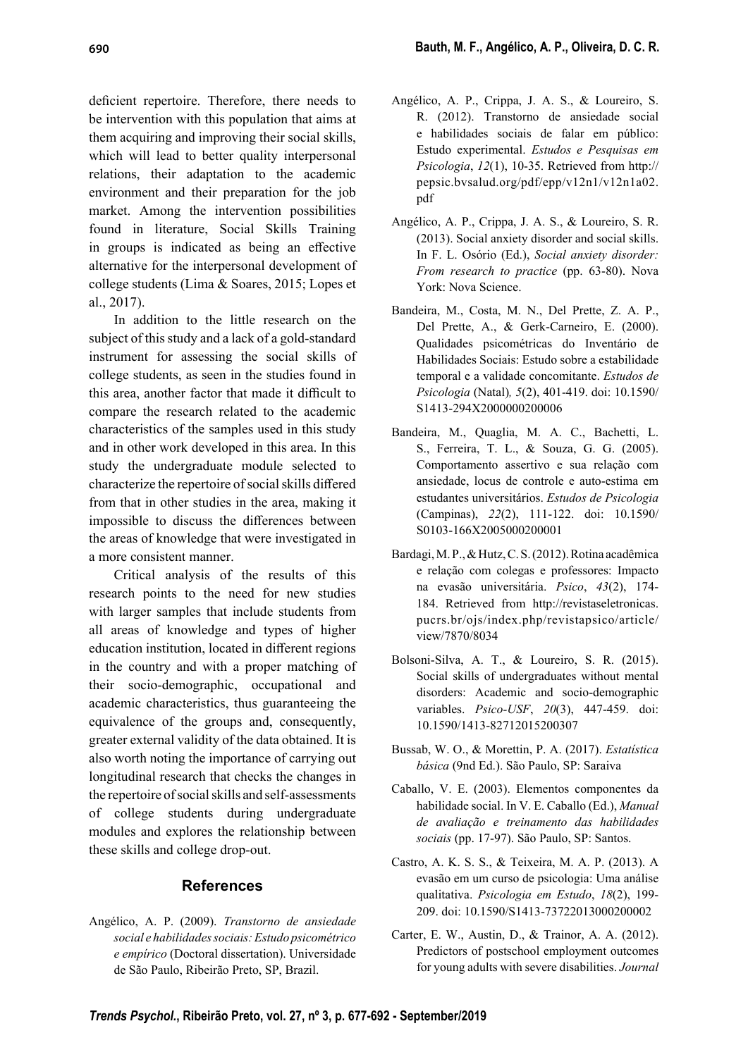deficient repertoire. Therefore, there needs to be intervention with this population that aims at them acquiring and improving their social skills, which will lead to better quality interpersonal relations, their adaptation to the academic environment and their preparation for the job market. Among the intervention possibilities found in literature, Social Skills Training in groups is indicated as being an effective alternative for the interpersonal development of college students (Lima & Soares, 2015; Lopes et al., 2017).

In addition to the little research on the subject of this study and a lack of a gold-standard instrument for assessing the social skills of college students, as seen in the studies found in this area, another factor that made it difficult to compare the research related to the academic characteristics of the samples used in this study and in other work developed in this area. In this study the undergraduate module selected to characterize the repertoire of social skills differed from that in other studies in the area, making it impossible to discuss the differences between the areas of knowledge that were investigated in a more consistent manner.

Critical analysis of the results of this research points to the need for new studies with larger samples that include students from all areas of knowledge and types of higher education institution, located in different regions in the country and with a proper matching of their socio-demographic, occupational and academic characteristics, thus guaranteeing the equivalence of the groups and, consequently, greater external validity of the data obtained. It is also worth noting the importance of carrying out longitudinal research that checks the changes in the repertoire of social skills and self-assessments of college students during undergraduate modules and explores the relationship between these skills and college drop-out.

## References

Angélico, A. P. (2009). *Transtorno de ansiedade social e habilidades sociais: Estudo psicométrico e empírico* (Doctoral dissertation). Universidade de São Paulo, Ribeirão Preto, SP, Brazil.

Angélico, A. P., Crippa, J. A. S., & Loureiro, S. R. (2012). Transtorno de ansiedade social e habilidades sociais de falar em público: Estudo experimental. *Estudos e Pesquisas em Psicologia*, *12*(1), 10-35. Retrieved from http://pepsic.bvsalud.org/pdf/epp/v12n1/v12n1a02.pdf

Angélico, A. P., Crippa, J. A. S., & Loureiro, S. R. (2013). Social anxiety disorder and social skills. In F. L. Osório (Ed.), *Social anxiety disorder: From research to practice* (pp. 63-80). Nova York: Nova Science.

Bandeira, M., Costa, M. N., Del Prette, Z. A. P., Del Prette, A., & Gerk-Carneiro, E. (2000). Qualidades psicométricas do Inventário de Habilidades Sociais: Estudo sobre a estabilidade temporal e a validade concomitante. *Estudos de Psicologia* (Natal)*, 5*(2), 401-419. doi: 10.1590/S1413-294X2000000200006

Bandeira, M., Quaglia, M. A. C., Bachetti, L. S., Ferreira, T. L., & Souza, G. G. (2005). Comportamento assertivo e sua relação com ansiedade, locus de controle e auto-estima em estudantes universitários. *Estudos de Psicologia* (Campinas), *22*(2), 111-122. doi: 10.1590/S0103-166X2005000200001

Bardagi, M. P., & Hutz, C. S. (2012). Rotina acadêmica e relação com colegas e professores: Impacto na evasão universitária. *Psico*, *43*(2), 174-184. Retrieved from http://revistaseletronicas.pucrs.br/ojs/index.php/revistapsico/article/view/7870/8034

Bolsoni-Silva, A. T., & Loureiro, S. R. (2015). Social skills of undergraduates without mental disorders: Academic and socio-demographic variables. *Psico-USF*, *20*(3), 447-459. doi: 10.1590/1413-82712015200307

Bussab, W. O., & Morettin, P. A. (2017). *Estatística básica* (9nd Ed.). São Paulo, SP: Saraiva

Caballo, V. E. (2003). Elementos componentes da habilidade social. In V. E. Caballo (Ed.), *Manual de avaliação e treinamento das habilidades sociais* (pp. 17-97). São Paulo, SP: Santos.

Castro, A. K. S. S., & Teixeira, M. A. P. (2013). A evasão em um curso de psicologia: Uma análise qualitativa. *Psicologia em Estudo*, *18*(2), 199-209. doi: 10.1590/S1413-73722013000200002

Carter, E. W., Austin, D., & Trainor, A. A. (2012). Predictors of postschool employment outcomes for young adults with severe disabilities. *Journal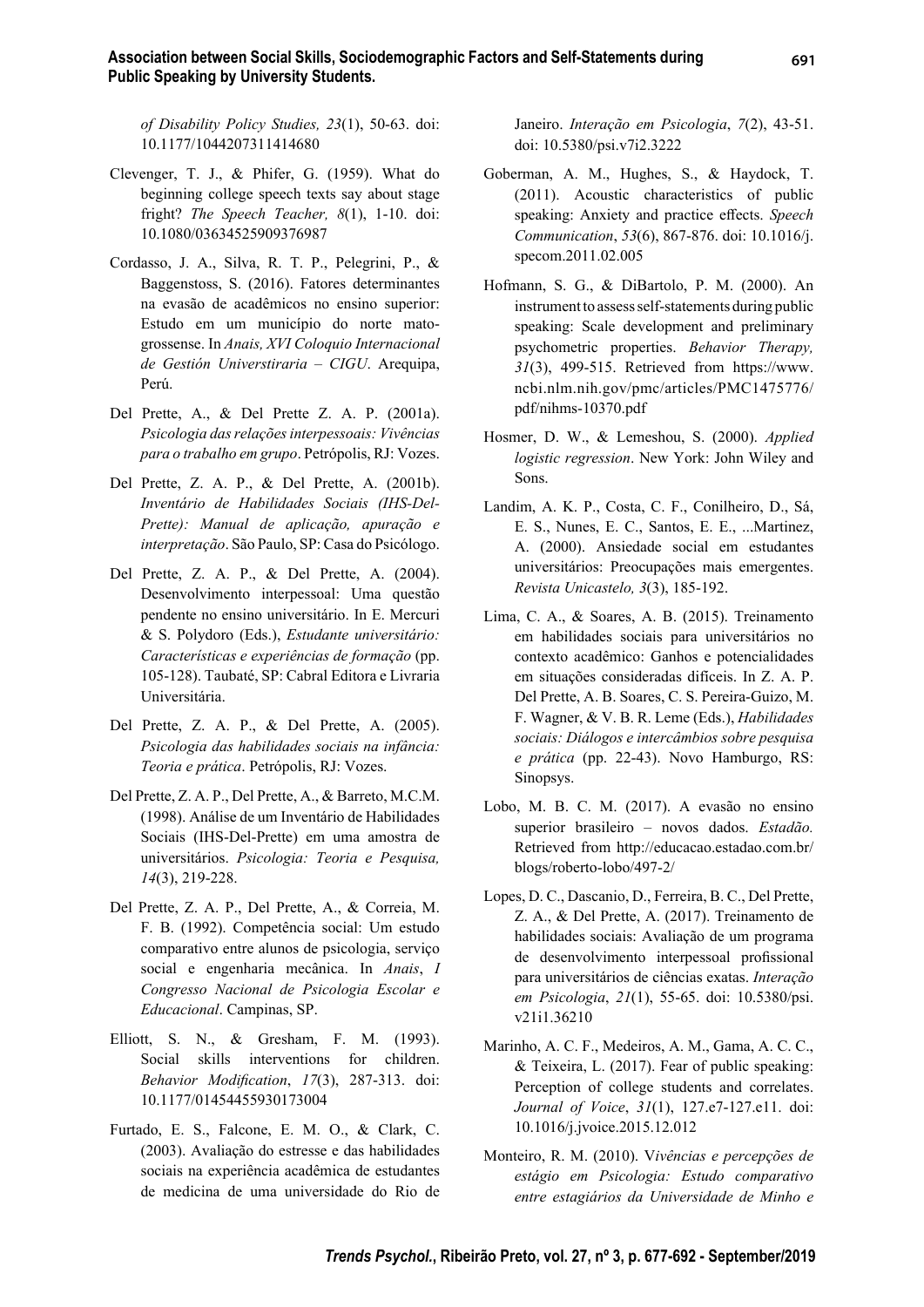*of Disability Policy Studies, 23*(1), 50-63. doi: 10.1177/1044207311414680

Clevenger, T. J., & Phifer, G. (1959). What do beginning college speech texts say about stage fright? *The Speech Teacher, 8*(1), 1-10. doi: 10.1080/03634525909376987

Cordasso, J. A., Silva, R. T. P., Pelegrini, P., & Baggenstoss, S. (2016). Fatores determinantes na evasão de acadêmicos no ensino superior: Estudo em um município do norte mato-grossense. In *Anais, XVI Coloquio Internacional de Gestión Universtiraria – CIGU*. Arequipa, Perú.

Del Prette, A., & Del Prette Z. A. P. (2001a). *Psicologia das relações interpessoais: Vivências para o trabalho em grupo*. Petrópolis, RJ: Vozes.

Del Prette, Z. A. P., & Del Prette, A. (2001b). *Inventário de Habilidades Sociais (IHS-Del-Prette): Manual de aplicação, apuração e interpretação*. São Paulo, SP: Casa do Psicólogo.

Del Prette, Z. A. P., & Del Prette, A. (2004). Desenvolvimento interpessoal: Uma questão pendente no ensino universitário. In E. Mercuri & S. Polydoro (Eds.), *Estudante universitário: Características e experiências de formação* (pp. 105-128). Taubaté, SP: Cabral Editora e Livraria Universitária.

Del Prette, Z. A. P., & Del Prette, A. (2005). *Psicologia das habilidades sociais na infância: Teoria e prática*. Petrópolis, RJ: Vozes.

Del Prette, Z. A. P., Del Prette, A., & Barreto, M.C.M. (1998). Análise de um Inventário de Habilidades Sociais (IHS-Del-Prette) em uma amostra de universitários. *Psicologia: Teoria e Pesquisa, 14*(3), 219-228.

Del Prette, Z. A. P., Del Prette, A., & Correia, M. F. B. (1992). Competência social: Um estudo comparativo entre alunos de psicologia, serviço social e engenharia mecânica. In *Anais*, *I Congresso Nacional de Psicologia Escolar e Educacional*. Campinas, SP.

Elliott, S. N., & Gresham, F. M. (1993). Social skills interventions for children. *Behavior Modification*, *17*(3), 287-313. doi: 10.1177/01454455930173004

Furtado, E. S., Falcone, E. M. O., & Clark, C. (2003). Avaliação do estresse e das habilidades sociais na experiência acadêmica de estudantes de medicina de uma universidade do Rio de Janeiro. *Interação em Psicologia*, *7*(2), 43-51. doi: 10.5380/psi.v7i2.3222

Goberman, A. M., Hughes, S., & Haydock, T. (2011). Acoustic characteristics of public speaking: Anxiety and practice effects. *Speech Communication*, *53*(6), 867-876. doi: 10.1016/j.specom.2011.02.005

Hofmann, S. G., & DiBartolo, P. M. (2000). An instrument to assess self-statements during public speaking: Scale development and preliminary psychometric properties. *Behavior Therapy, 31*(3), 499-515. Retrieved from https://www.ncbi.nlm.nih.gov/pmc/articles/PMC1475776/pdf/nihms-10370.pdf

Hosmer, D. W., & Lemeshou, S. (2000). *Applied logistic regression*. New York: John Wiley and Sons.

Landim, A. K. P., Costa, C. F., Conilheiro, D., Sá, E. S., Nunes, E. C., Santos, E. E., ...Martinez, A. (2000). Ansiedade social em estudantes universitários: Preocupações mais emergentes. *Revista Unicastelo, 3*(3), 185-192.

Lima, C. A., & Soares, A. B. (2015). Treinamento em habilidades sociais para universitários no contexto acadêmico: Ganhos e potencialidades em situações consideradas difíceis. In Z. A. P. Del Prette, A. B. Soares, C. S. Pereira-Guizo, M. F. Wagner, & V. B. R. Leme (Eds.), *Habilidades sociais: Diálogos e intercâmbios sobre pesquisa e prática* (pp. 22-43). Novo Hamburgo, RS: Sinopsys.

Lobo, M. B. C. M. (2017). A evasão no ensino superior brasileiro – novos dados. *Estadão.* Retrieved from http://educacao.estadao.com.br/blogs/roberto-lobo/497-2/

Lopes, D. C., Dascanio, D., Ferreira, B. C., Del Prette, Z. A., & Del Prette, A. (2017). Treinamento de habilidades sociais: Avaliação de um programa de desenvolvimento interpessoal profissional para universitários de ciências exatas. *Interação em Psicologia*, *21*(1), 55-65. doi: 10.5380/psi.v21i1.36210

Marinho, A. C. F., Medeiros, A. M., Gama, A. C. C., & Teixeira, L. (2017). Fear of public speaking: Perception of college students and correlates. *Journal of Voice*, *31*(1), 127.e7-127.e11. doi: 10.1016/j.jvoice.2015.12.012

Monteiro, R. M. (2010). V*ivências e percepções de estágio em Psicologia: Estudo comparativo entre estagiários da Universidade de Minho e*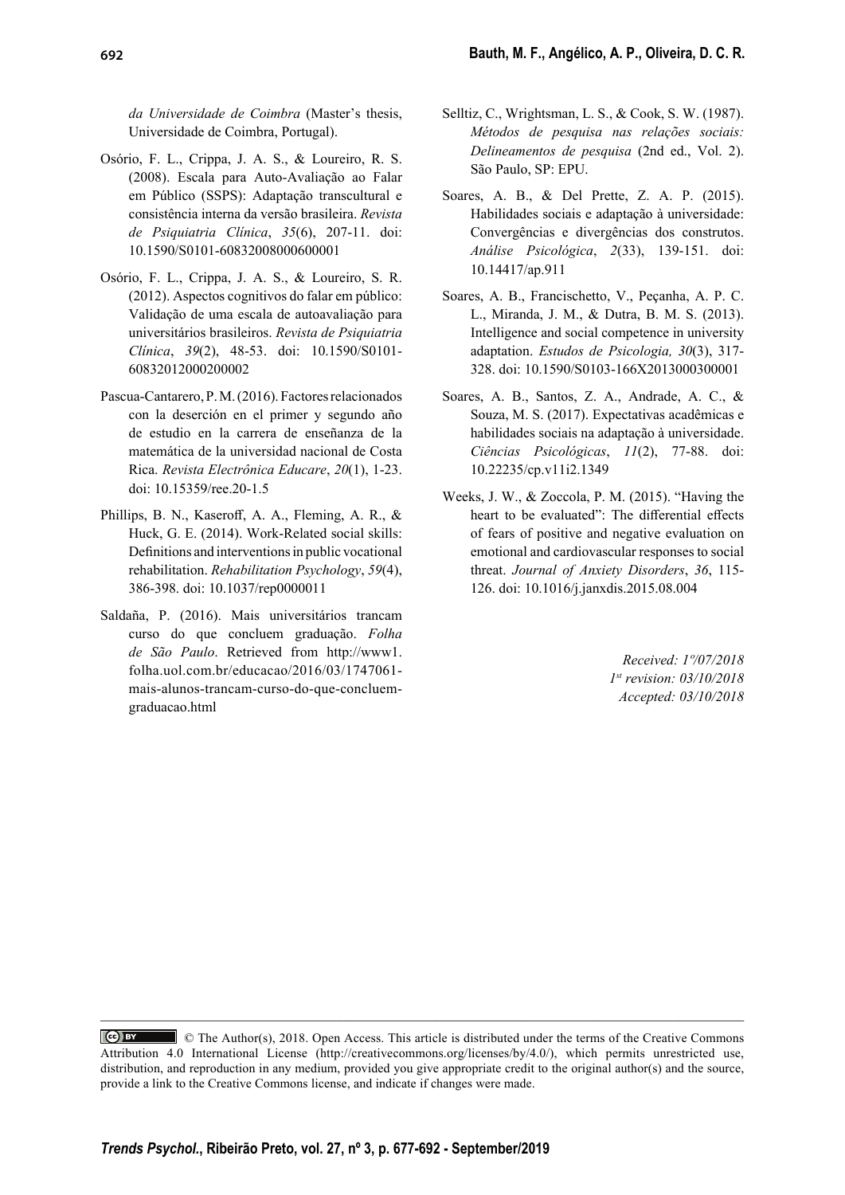*da Universidade de Coimbra* (Master's thesis, Universidade de Coimbra, Portugal).

Osório, F. L., Crippa, J. A. S., & Loureiro, R. S. (2008). Escala para Auto-Avaliação ao Falar em Público (SSPS): Adaptação transcultural e consistência interna da versão brasileira. *Revista de Psiquiatria Clínica*, *35*(6), 207-11. doi: 10.1590/S0101-60832008000600001

Osório, F. L., Crippa, J. A. S., & Loureiro, S. R. (2012). Aspectos cognitivos do falar em público: Validação de uma escala de autoavaliação para universitários brasileiros. *Revista de Psiquiatria Clínica*, *39*(2), 48-53. doi: 10.1590/S0101-60832012000200002

Pascua-Cantarero, P. M. (2016). Factores relacionados con la deserción en el primer y segundo año de estudio en la carrera de enseñanza de la matemática de la universidad nacional de Costa Rica. *Revista Electrônica Educare*, *20*(1), 1-23. doi: 10.15359/ree.20-1.5

Phillips, B. N., Kaseroff, A. A., Fleming, A. R., & Huck, G. E. (2014). Work-Related social skills: Definitions and interventions in public vocational rehabilitation. *Rehabilitation Psychology*, *59*(4), 386-398. doi: 10.1037/rep0000011

Saldaña, P. (2016). Mais universitários trancam curso do que concluem graduação. *Folha de São Paulo*. Retrieved from http://www1.folha.uol.com.br/educacao/2016/03/1747061-mais-alunos-trancam-curso-do-que-concluem-graduacao.html

Selltiz, C., Wrightsman, L. S., & Cook, S. W. (1987). *Métodos de pesquisa nas relações sociais: Delineamentos de pesquisa* (2nd ed., Vol. 2). São Paulo, SP: EPU.

Soares, A. B., & Del Prette, Z. A. P. (2015). Habilidades sociais e adaptação à universidade: Convergências e divergências dos construtos. *Análise Psicológica*, *2*(33), 139-151. doi: 10.14417/ap.911

Soares, A. B., Francischetto, V., Peçanha, A. P. C. L., Miranda, J. M., & Dutra, B. M. S. (2013). Intelligence and social competence in university adaptation. *Estudos de Psicologia, 30*(3), 317-328. doi: 10.1590/S0103-166X2013000300001

Soares, A. B., Santos, Z. A., Andrade, A. C., & Souza, M. S. (2017). Expectativas acadêmicas e habilidades sociais na adaptação à universidade. *Ciências Psicológicas*, *11*(2), 77-88. doi: 10.22235/cp.v11i2.1349

Weeks, J. W., & Zoccola, P. M. (2015). "Having the heart to be evaluated": The differential effects of fears of positive and negative evaluation on emotional and cardiovascular responses to social threat. *Journal of Anxiety Disorders*, *36*, 115-126. doi: 10.1016/j.janxdis.2015.08.004

*Received: 1º/07/2018*
*1st revision: 03/10/2018*
*Accepted: 03/10/2018*

© The Author(s), 2018. Open Access. This article is distributed under the terms of the Creative Commons Attribution 4.0 International License (http://creativecommons.org/licenses/by/4.0/), which permits unrestricted use, distribution, and reproduction in any medium, provided you give appropriate credit to the original author(s) and the source, provide a link to the Creative Commons license, and indicate if changes were made.